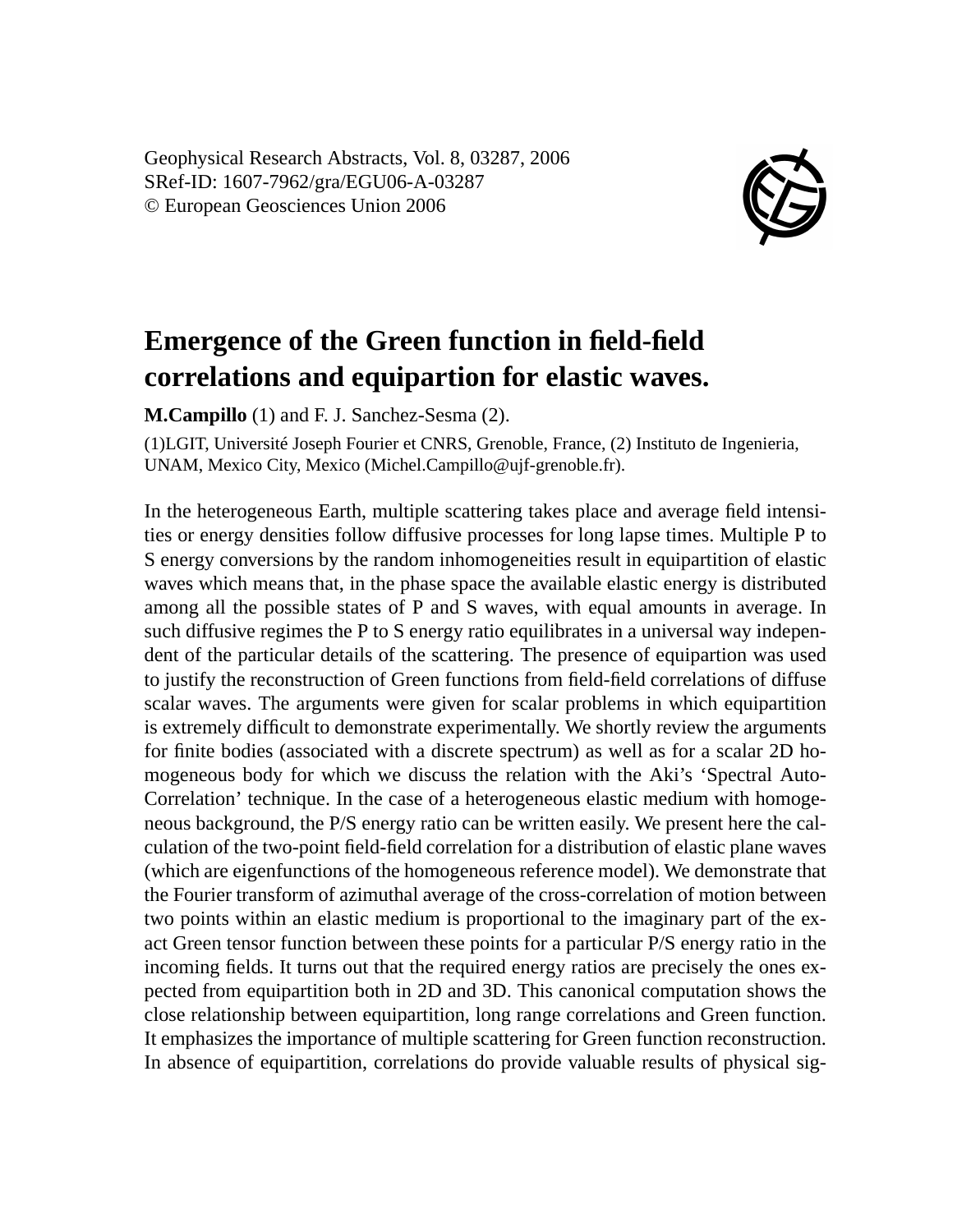Geophysical Research Abstracts, Vol. 8, 03287, 2006
SRef-ID: 1607-7962/gra/EGU06-A-03287
© European Geosciences Union 2006

# Emergence of the Green function in field-field correlations and equipartion for elastic waves.

**M.Campillo** (1) and F. J. Sanchez-Sesma (2).

(1)LGIT, Université Joseph Fourier et CNRS, Grenoble, France, (2) Instituto de Ingenieria, UNAM, Mexico City, Mexico (Michel.Campillo@ujf-grenoble.fr).

In the heterogeneous Earth, multiple scattering takes place and average field intensities or energy densities follow diffusive processes for long lapse times. Multiple P to S energy conversions by the random inhomogeneities result in equipartition of elastic waves which means that, in the phase space the available elastic energy is distributed among all the possible states of P and S waves, with equal amounts in average. In such diffusive regimes the P to S energy ratio equilibrates in a universal way independent of the particular details of the scattering. The presence of equipartion was used to justify the reconstruction of Green functions from field-field correlations of diffuse scalar waves. The arguments were given for scalar problems in which equipartition is extremely difficult to demonstrate experimentally. We shortly review the arguments for finite bodies (associated with a discrete spectrum) as well as for a scalar 2D homogeneous body for which we discuss the relation with the Aki's 'Spectral Auto-Correlation' technique. In the case of a heterogeneous elastic medium with homogeneous background, the P/S energy ratio can be written easily. We present here the calculation of the two-point field-field correlation for a distribution of elastic plane waves (which are eigenfunctions of the homogeneous reference model). We demonstrate that the Fourier transform of azimuthal average of the cross-correlation of motion between two points within an elastic medium is proportional to the imaginary part of the exact Green tensor function between these points for a particular P/S energy ratio in the incoming fields. It turns out that the required energy ratios are precisely the ones expected from equipartition both in 2D and 3D. This canonical computation shows the close relationship between equipartition, long range correlations and Green function. It emphasizes the importance of multiple scattering for Green function reconstruction. In absence of equipartition, correlations do provide valuable results of physical sig-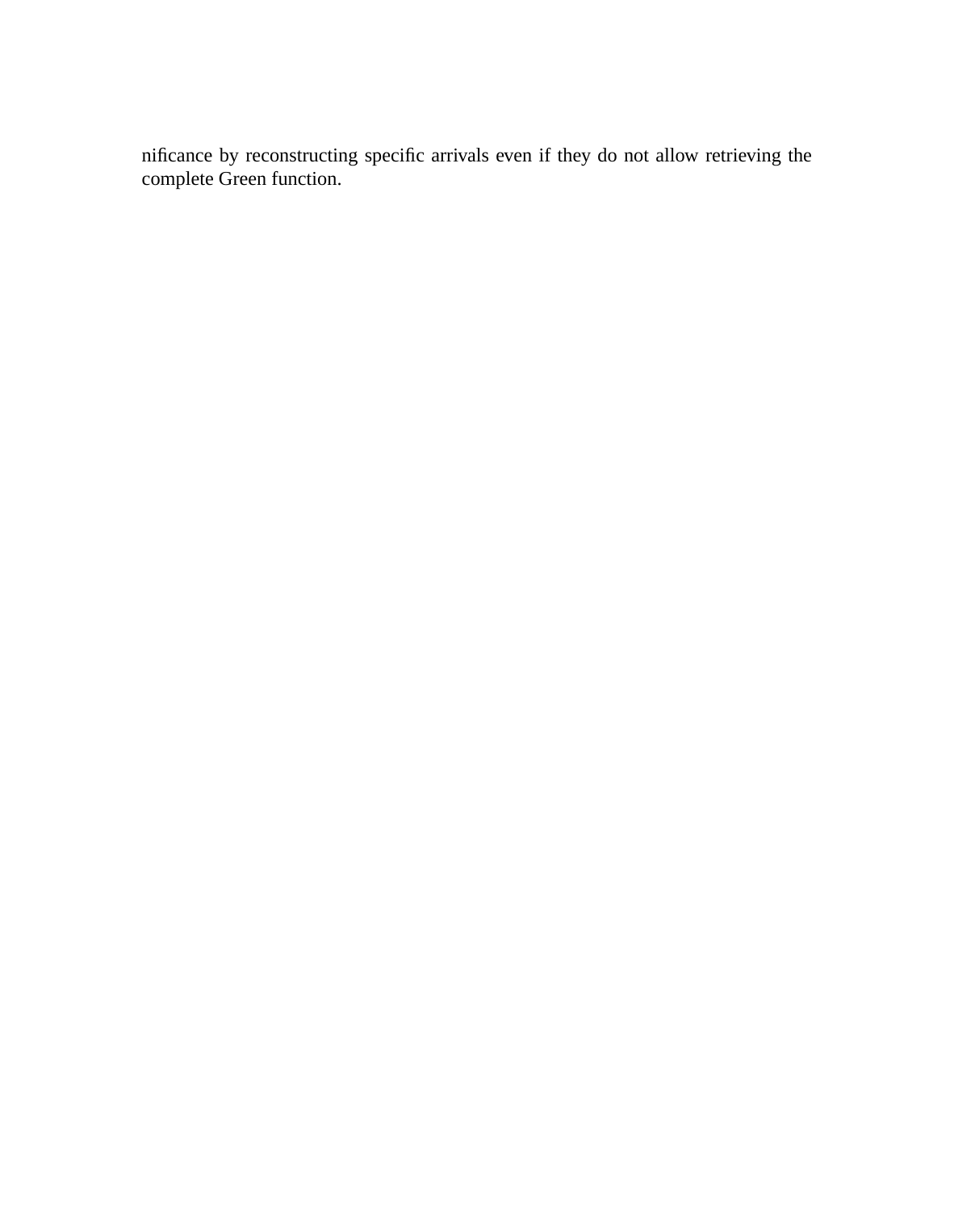nificance by reconstructing specific arrivals even if they do not allow retrieving the complete Green function.